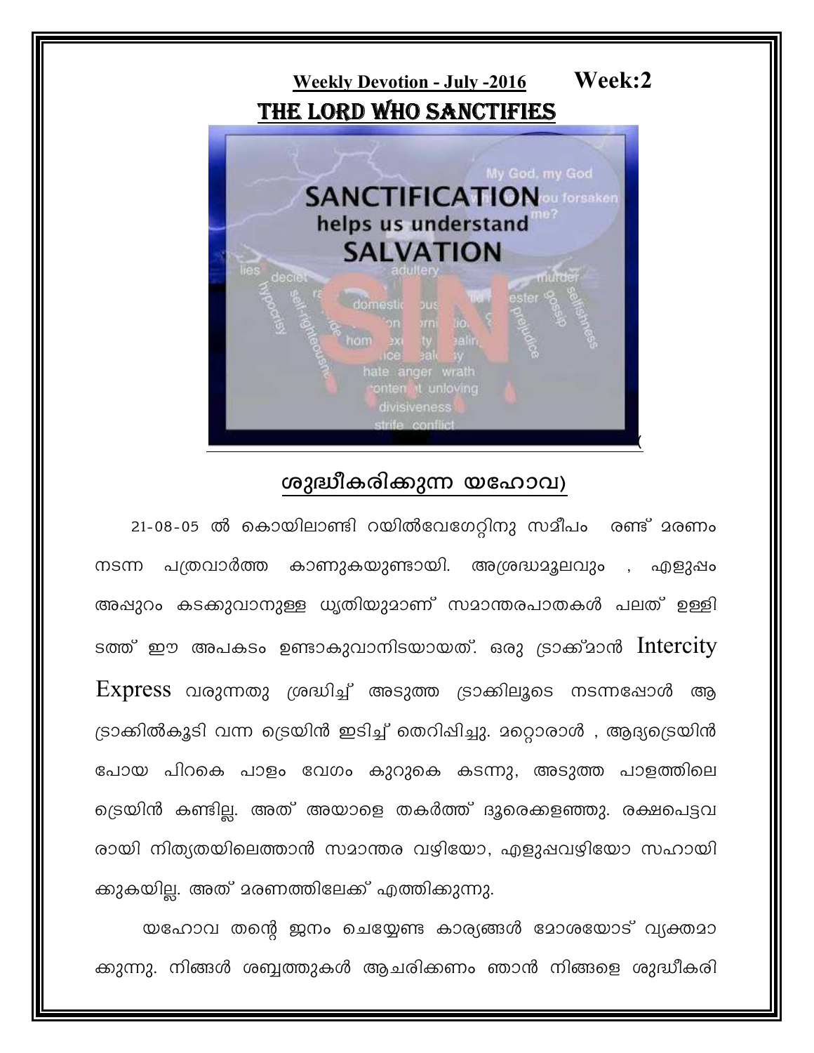**Weekly Devotion - July -2016** **Week:2**

## THE LORD WHO SANCTIFIES

## ശുദ്ധീകരിക്കുന്ന യഹോവ)

21-08-05 ൽ കൊയിലാണ്ടി റയിൽവേഗേറ്റിനു സമീപം രണ്ട് മരണം നടന്ന പത്രവാർത്ത കാണുകയുണ്ടായി. അശ്രദ്ധമൂലവും , എളുപ്പം അപ്പുറം കടക്കുവാനുള്ള ധൃതിയുമാണ് സമാന്തരപാതകൾ പലത് ഉള്ളിടത്ത് ഈ അപകടം ഉണ്ടാകുവാനിടയായത്. ഒരു ട്രാക്ക്മാൻ Intercity Express വരുന്നതു ശ്രദ്ധിച്ച് അടുത്ത ട്രാക്കിലൂടെ നടന്നപ്പോൾ ആ ട്രാക്കിൽകൂടി വന്ന ട്രെയിൻ ഇടിച്ച് തെറിപ്പിച്ചു. മറ്റൊരാൾ , ആദ്യട്രെയിൻ പോയ പിറകെ പാളം വേഗം കുറുകെ കടന്നു, അടുത്ത പാളത്തിലെ ട്രെയിൻ കണ്ടില്ല. അത് അയാളെ തകർത്ത് ദൂരെക്കളഞ്ഞു. രക്ഷപെട്ടവരായി നിത്യതയിലെത്താൻ സമാന്തര വഴിയോ, എളുപ്പവഴിയോ സഹായിക്കുകയില്ല. അത് മരണത്തിലേക്ക് എത്തിക്കുന്നു.

യഹോവ തന്റെ ജനം ചെയ്യേണ്ട കാര്യങ്ങൾ മോശയോട് വ്യക്തമാക്കുന്നു. നിങ്ങൾ ശബ്ബത്തുകൾ ആചരിക്കണം ഞാൻ നിങ്ങളെ ശുദ്ധീകരി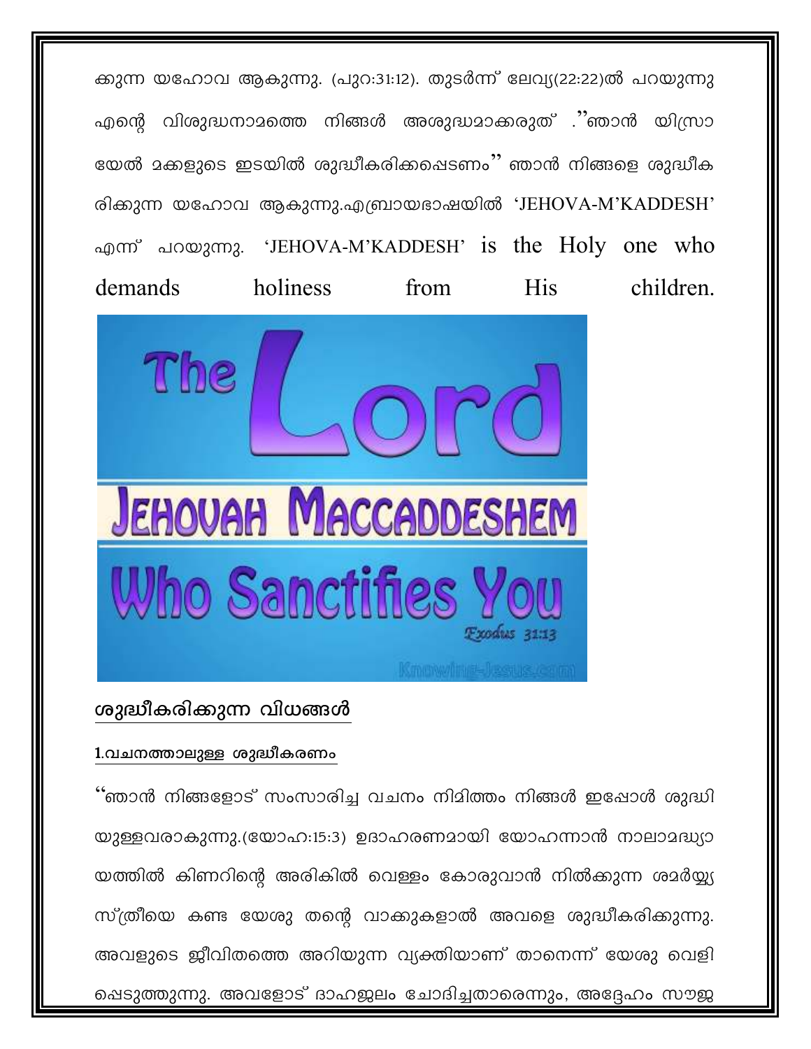ക്കുന്ന യഹോവ ആകുന്നു. (പുറ:31:12). തുടർന്ന് ലേവ്യ(22:22)ൽ പറയുന്നു എന്റെ വിശുദ്ധനാമത്തെ നിങ്ങൾ അശുദ്ധമാക്കരുത് ."ഞാൻ യിസ്രായേൽ മക്കളുടെ ഇടയിൽ ശുദ്ധീകരിക്കപ്പെടണം" ഞാൻ നിങ്ങളെ ശുദ്ധീകരിക്കുന്ന യഹോവ ആകുന്നു.എബ്രായഭാഷയിൽ 'JEHOVA-M'KADDESH' എന്ന് പറയുന്നു. 'JEHOVA-M'KADDESH' is the Holy one who demands holiness from His children.

## ശുദ്ധീകരിക്കുന്ന വിധങ്ങൾ

### 1.വചനത്താലുള്ള ശുദ്ധീകരണം

"ഞാൻ നിങ്ങളോട് സംസാരിച്ച വചനം നിമിത്തം നിങ്ങൾ ഇപ്പോൾ ശുദ്ധിയുള്ളവരാകുന്നു.(യോഹ:15:3) ഉദാഹരണമായി യോഹന്നാൻ നാലാമദ്ധ്യായത്തിൽ കിണറിന്റെ അരികിൽ വെള്ളം കോരുവാൻ നിൽക്കുന്ന ശമർയ്യ സ്ത്രീയെ കണ്ട യേശു തന്റെ വാക്കുകളാൽ അവളെ ശുദ്ധീകരിക്കുന്നു. അവളുടെ ജീവിതത്തെ അറിയുന്ന വ്യക്തിയാണ് താനെന്ന് യേശു വെളിപ്പെടുത്തുന്നു. അവളോട് ദാഹജലം ചോദിച്ചതാരെന്നും, അദ്ദേഹം സൗജ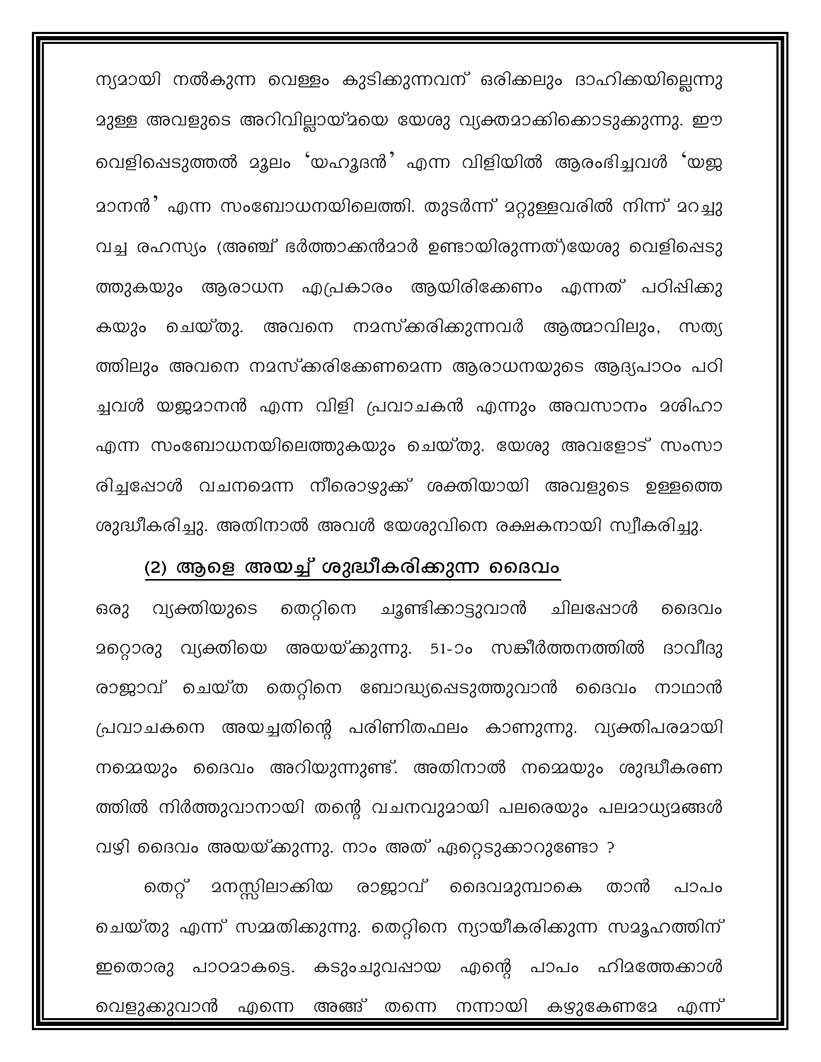ന്യമായി നൽകുന്ന വെള്ളം കുടിക്കുന്നവന് ഒരിക്കലും ദാഹിക്കയില്ലെന്നു മുള്ള അവളുടെ അറിവില്ലായ്മയെ യേശു വ്യക്തമാക്കിക്കൊടുക്കുന്നു. ഈ വെളിപ്പെടുത്തൽ മൂലം 'യഹൂദൻ' എന്ന വിളിയിൽ ആരംഭിച്ചവൾ 'യജ മാനൻ' എന്ന സംബോധനയിലെത്തി. തുടർന്ന് മറ്റുള്ളവരിൽ നിന്ന് മറച്ചു വച്ച രഹസ്യം (അഞ്ച് ഭർത്താക്കൻമാർ ഉണ്ടായിരുന്നത്)യേശു വെളിപ്പെടു ത്തുകയും ആരാധന എപ്രകാരം ആയിരിക്കേണം എന്നത് പഠിപ്പിക്കു കയും ചെയ്തു. അവനെ നമസ്ക്കരിക്കുന്നവർ ആത്മാവിലും, സത്യ ത്തിലും അവനെ നമസ്ക്കരിക്കേണമെന്ന ആരാധനയുടെ ആദ്യപാഠം പഠി ച്ചവൾ യജമാനൻ എന്ന വിളി പ്രവാചകൻ എന്നും അവസാനം മശിഹാ എന്ന സംബോധനയിലെത്തുകയും ചെയ്തു. യേശു അവളോട് സംസാ രിച്ചപ്പോൾ വചനമെന്ന നീരൊഴുക്ക് ശക്തിയായി അവളുടെ ഉള്ളത്തെ ശുദ്ധീകരിച്ചു. അതിനാൽ അവൾ യേശുവിനെ രക്ഷകനായി സ്വീകരിച്ചു.

## (2) ആളെ അയച്ച് ശുദ്ധീകരിക്കുന്ന ദൈവം

ഒരു വ്യക്തിയുടെ തെറ്റിനെ ചൂണ്ടിക്കാട്ടുവാൻ ചിലപ്പോൾ ദൈവം മറ്റൊരു വ്യക്തിയെ അയയ്ക്കുന്നു. 51-ാം സങ്കീർത്തനത്തിൽ ദാവീദു രാജാവ് ചെയ്ത തെറ്റിനെ ബോദ്ധ്യപ്പെടുത്തുവാൻ ദൈവം നാഥാൻ പ്രവാചകനെ അയച്ചതിന്റെ പരിണിതഫലം കാണുന്നു. വ്യക്തിപരമായി നമ്മെയും ദൈവം അറിയുന്നുണ്ട്. അതിനാൽ നമ്മെയും ശുദ്ധീകരണ ത്തിൽ നിർത്തുവാനായി തന്റെ വചനവുമായി പലരെയും പലമാധ്യമങ്ങൾ വഴി ദൈവം അയയ്ക്കുന്നു. നാം അത് ഏറ്റെടുക്കാറുണ്ടോ ?

തെറ്റ് മനസ്സിലാക്കിയ രാജാവ് ദൈവമുമ്പാകെ താൻ പാപം ചെയ്തു എന്ന് സമ്മതിക്കുന്നു. തെറ്റിനെ ന്യായീകരിക്കുന്ന സമൂഹത്തിന് ഇതൊരു പാഠമാകട്ടെ. കടുംചുവപ്പായ എന്റെ പാപം ഹിമത്തേക്കാൾ വെളുക്കുവാൻ എന്നെ അങ്ങ് തന്നെ നന്നായി കഴുകേണമേ എന്ന്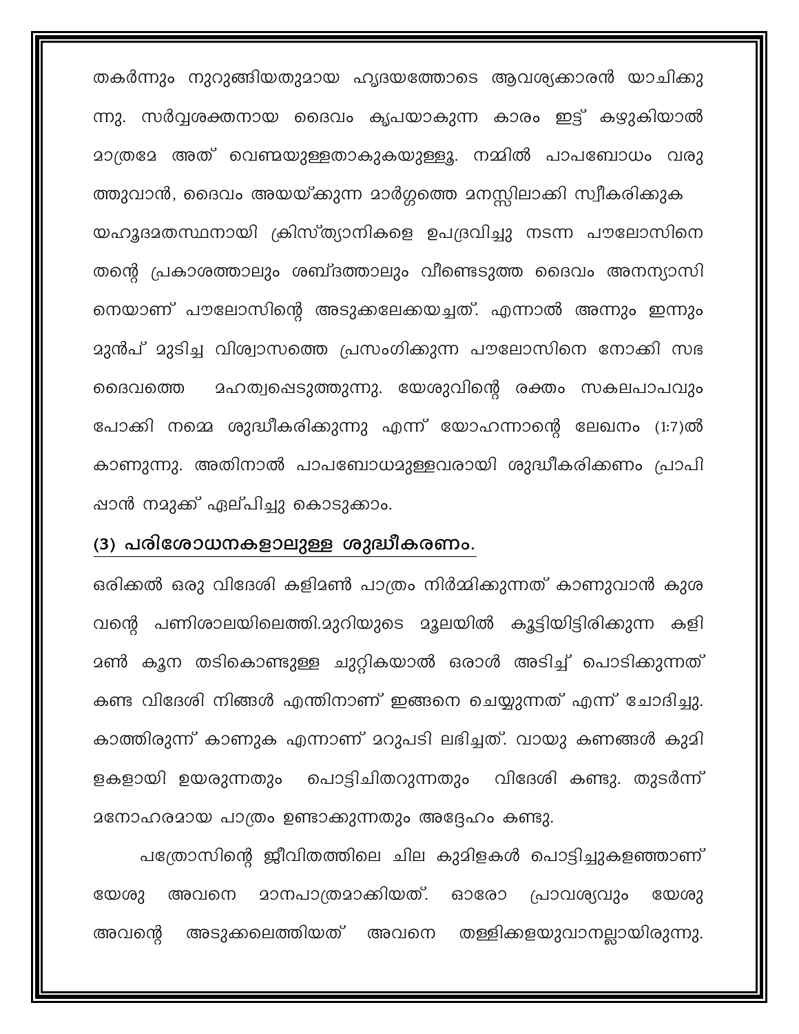തകർന്നും നുറുങ്ങിയതുമായ ഹൃദയത്തോടെ ആവശ്യക്കാരൻ യാചിക്കുന്നു. സർവ്വശക്തനായ ദൈവം കൃപയാകുന്ന കാരം ഇട്ട് കഴുകിയാൽ മാത്രമേ അത് വെണ്മയുള്ളതാകുകയുള്ളൂ. നമ്മിൽ പാപബോധം വരുത്തുവാൻ, ദൈവം അയയ്ക്കുന്ന മാർഗ്ഗത്തെ മനസ്സിലാക്കി സ്വീകരിക്കുക

യഹൂദമതസ്ഥനായി ക്രിസ്ത്യാനികളെ ഉപദ്രവിച്ചു നടന്ന പൗലോസിനെ തന്റെ പ്രകാശത്താലും ശബ്ദത്താലും വീണ്ടെടുത്ത ദൈവം അനന്യാസിനെയാണ് പൗലോസിന്റെ അടുക്കലേക്കയച്ചത്. എന്നാൽ അന്നും ഇന്നും മുൻപ് മുടിച്ച വിശ്വാസത്തെ പ്രസംഗിക്കുന്ന പൗലോസിനെ നോക്കി സഭ ദൈവത്തെ മഹത്വപ്പെടുത്തുന്നു. യേശുവിന്റെ രക്തം സകലപാപവും പോക്കി നമ്മെ ശുദ്ധീകരിക്കുന്നു എന്ന് യോഹന്നാന്റെ ലേഖനം (1:7)ൽ കാണുന്നു. അതിനാൽ പാപബോധമുള്ളവരായി ശുദ്ധീകരിക്കണം പ്രാപിപ്പാൻ നമുക്ക് ഏല്പിച്ചു കൊടുക്കാം.

## (3) പരിശോധനകളാലുള്ള ശുദ്ധീകരണം.

ഒരിക്കൽ ഒരു വിദേശി കളിമൺ പാത്രം നിർമ്മിക്കുന്നത് കാണുവാൻ കുശവന്റെ പണിശാലയിലെത്തി.മുറിയുടെ മൂലയിൽ കൂട്ടിയിട്ടിരിക്കുന്ന കളിമൺ കൂന തടികൊണ്ടുള്ള ചുറ്റികയാൽ ഒരാൾ അടിച്ച് പൊടിക്കുന്നത് കണ്ട വിദേശി നിങ്ങൾ എന്തിനാണ് ഇങ്ങനെ ചെയ്യുന്നത് എന്ന് ചോദിച്ചു. കാത്തിരുന്ന് കാണുക എന്നാണ് മറുപടി ലഭിച്ചത്. വായു കണങ്ങൾ കുമിളകളായി ഉയരുന്നതും പൊട്ടിചിതറുന്നതും വിദേശി കണ്ടു. തുടർന്ന് മനോഹരമായ പാത്രം ഉണ്ടാക്കുന്നതും അദ്ദേഹം കണ്ടു.

പത്രോസിന്റെ ജീവിതത്തിലെ ചില കുമിളകൾ പൊട്ടിച്ചുകളഞ്ഞാണ് യേശു അവനെ മാനപാത്രമാക്കിയത്. ഓരോ പ്രാവശ്യവും യേശു അവന്റെ അടുക്കലെത്തിയത് അവനെ തള്ളിക്കളയുവാനല്ലായിരുന്നു.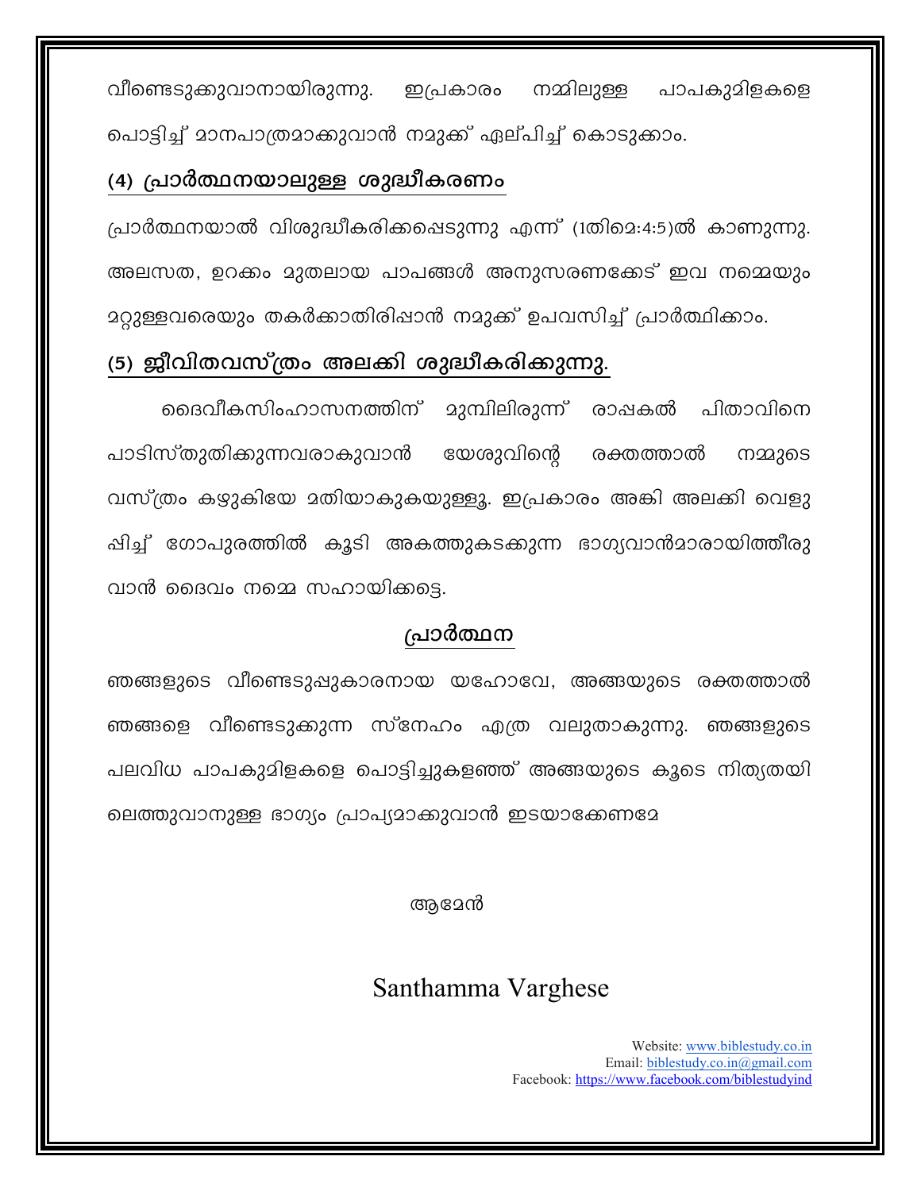വീണ്ടെടുക്കുവാനായിരുന്നു. ഇപ്രകാരം നമ്മിലുള്ള പാപകുമിളകളെ പൊട്ടിച്ച് മാനപാത്രമാക്കുവാൻ നമുക്ക് ഏല്പിച്ച് കൊടുക്കാം.

### (4) പ്രാർത്ഥനയാലുള്ള ശുദ്ധീകരണം

പ്രാർത്ഥനയാൽ വിശുദ്ധീകരിക്കപ്പെടുന്നു എന്ന് (1തിമൊ:4:5)ൽ കാണുന്നു. അലസത, ഉറക്കം മുതലായ പാപങ്ങൾ അനുസരണക്കേട് ഇവ നമ്മെയും മറ്റുള്ളവരെയും തകർക്കാതിരിപ്പാൻ നമുക്ക് ഉപവസിച്ച് പ്രാർത്ഥിക്കാം.

### (5) ജീവിതവസ്ത്രം അലക്കി ശുദ്ധീകരിക്കുന്നു.

ദൈവീകസിംഹാസനത്തിന് മുമ്പിലിരുന്ന് രാപ്പകൽ പിതാവിനെ പാടിസ്തുതിക്കുന്നവരാകുവാൻ യേശുവിന്റെ രക്തത്താൽ നമ്മുടെ വസ്ത്രം കഴുകിയേ മതിയാകുകയുള്ളൂ. ഇപ്രകാരം അങ്കി അലക്കി വെളുപ്പിച്ച് ഗോപുരത്തിൽ കൂടി അകത്തുകടക്കുന്ന ഭാഗ്യവാൻമാരായിത്തീരുവാൻ ദൈവം നമ്മെ സഹായിക്കട്ടെ.

## പ്രാർത്ഥന

ഞങ്ങളുടെ വീണ്ടെടുപ്പുകാരനായ യഹോവേ, അങ്ങയുടെ രക്തത്താൽ ഞങ്ങളെ വീണ്ടെടുക്കുന്ന സ്നേഹം എത്ര വലുതാകുന്നു. ഞങ്ങളുടെ പലവിധ പാപകുമിളകളെ പൊട്ടിച്ചുകളഞ്ഞ് അങ്ങയുടെ കൂടെ നിത്യതയിലെത്തുവാനുള്ള ഭാഗ്യം പ്രാപ്യമാക്കുവാൻ ഇടയാക്കേണമേ

ആമേൻ

Santhamma Varghese

Website: www.biblestudy.co.in
Email: biblestudy.co.in@gmail.com
Facebook: https://www.facebook.com/biblestudyind